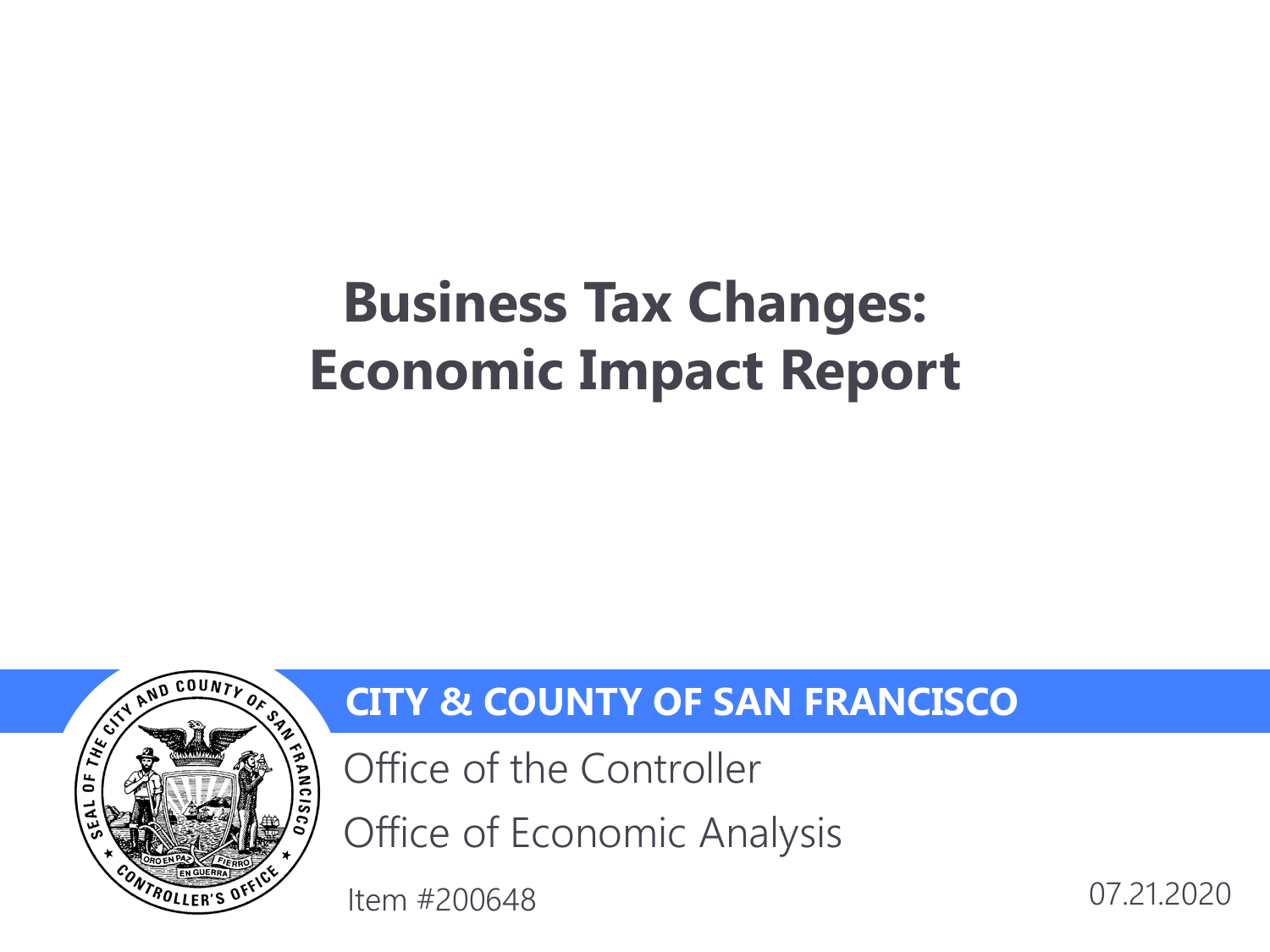# Business Tax Changes: Economic Impact Report

**CITY & COUNTY OF SAN FRANCISCO**

Office of the Controller

Office of Economic Analysis

Item #200648

07.21.2020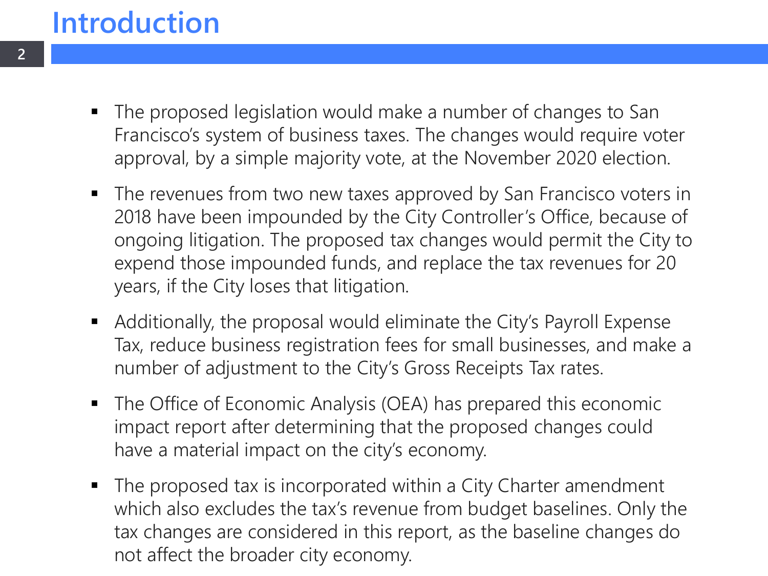# Introduction

- The proposed legislation would make a number of changes to San Francisco's system of business taxes. The changes would require voter approval, by a simple majority vote, at the November 2020 election.
- The revenues from two new taxes approved by San Francisco voters in 2018 have been impounded by the City Controller's Office, because of ongoing litigation. The proposed tax changes would permit the City to expend those impounded funds, and replace the tax revenues for 20 years, if the City loses that litigation.
- Additionally, the proposal would eliminate the City's Payroll Expense Tax, reduce business registration fees for small businesses, and make a number of adjustment to the City's Gross Receipts Tax rates.
- The Office of Economic Analysis (OEA) has prepared this economic impact report after determining that the proposed changes could have a material impact on the city's economy.
- The proposed tax is incorporated within a City Charter amendment which also excludes the tax's revenue from budget baselines. Only the tax changes are considered in this report, as the baseline changes do not affect the broader city economy.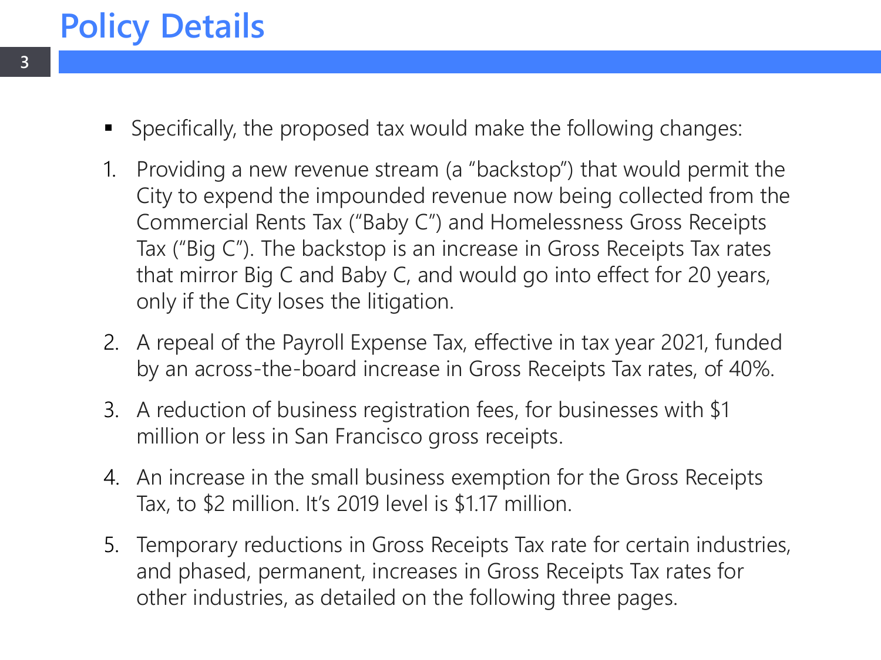# Policy Details

- Specifically, the proposed tax would make the following changes:

1. Providing a new revenue stream (a "backstop") that would permit the City to expend the impounded revenue now being collected from the Commercial Rents Tax ("Baby C") and Homelessness Gross Receipts Tax ("Big C"). The backstop is an increase in Gross Receipts Tax rates that mirror Big C and Baby C, and would go into effect for 20 years, only if the City loses the litigation.
2. A repeal of the Payroll Expense Tax, effective in tax year 2021, funded by an across-the-board increase in Gross Receipts Tax rates, of 40%.
3. A reduction of business registration fees, for businesses with $1 million or less in San Francisco gross receipts.
4. An increase in the small business exemption for the Gross Receipts Tax, to $2 million. It's 2019 level is $1.17 million.
5. Temporary reductions in Gross Receipts Tax rate for certain industries, and phased, permanent, increases in Gross Receipts Tax rates for other industries, as detailed on the following three pages.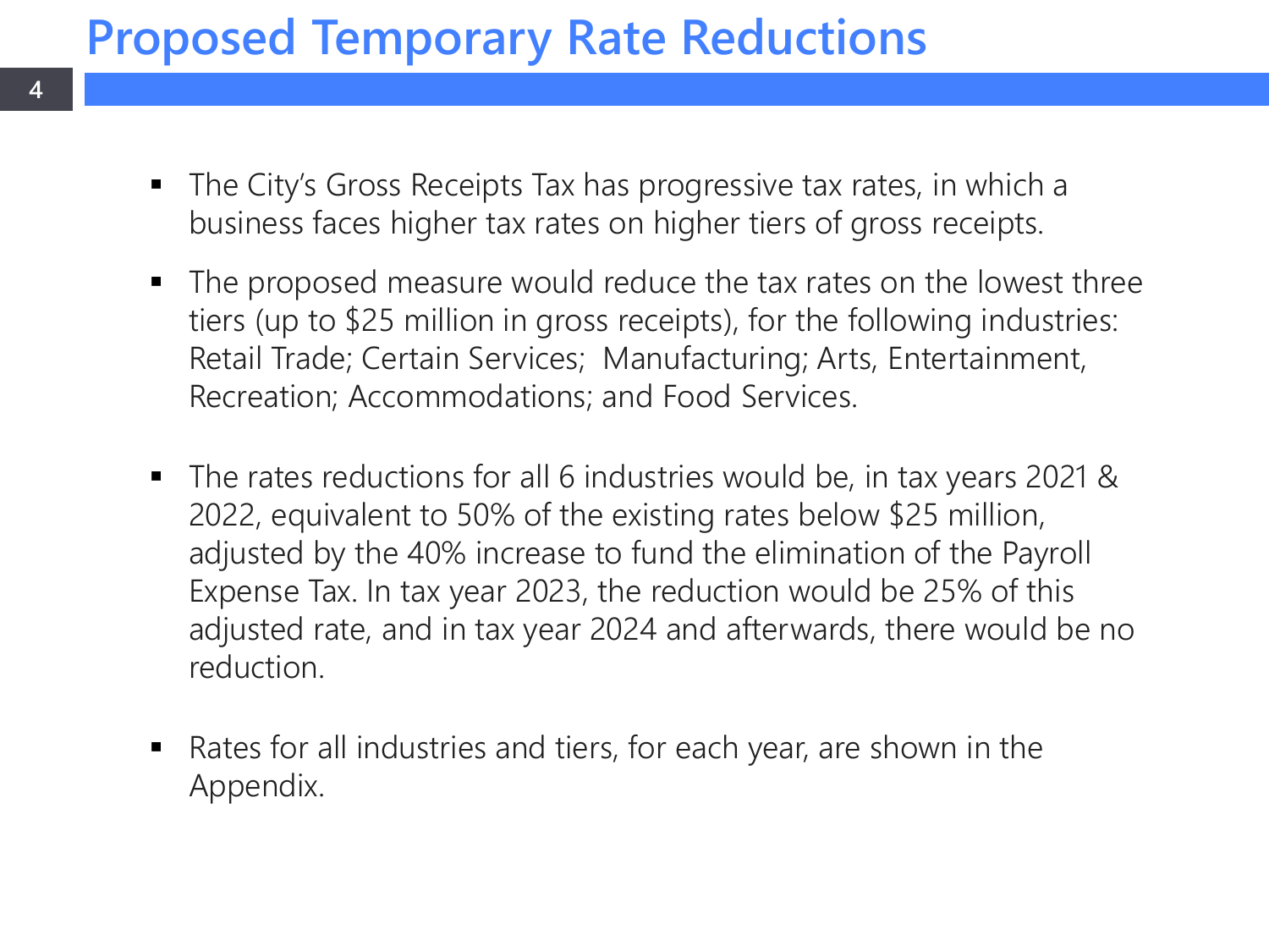# Proposed Temporary Rate Reductions

- The City's Gross Receipts Tax has progressive tax rates, in which a business faces higher tax rates on higher tiers of gross receipts.
- The proposed measure would reduce the tax rates on the lowest three tiers (up to $25 million in gross receipts), for the following industries: Retail Trade; Certain Services; Manufacturing; Arts, Entertainment, Recreation; Accommodations; and Food Services.
- The rates reductions for all 6 industries would be, in tax years 2021 & 2022, equivalent to 50% of the existing rates below $25 million, adjusted by the 40% increase to fund the elimination of the Payroll Expense Tax. In tax year 2023, the reduction would be 25% of this adjusted rate, and in tax year 2024 and afterwards, there would be no reduction.
- Rates for all industries and tiers, for each year, are shown in the Appendix.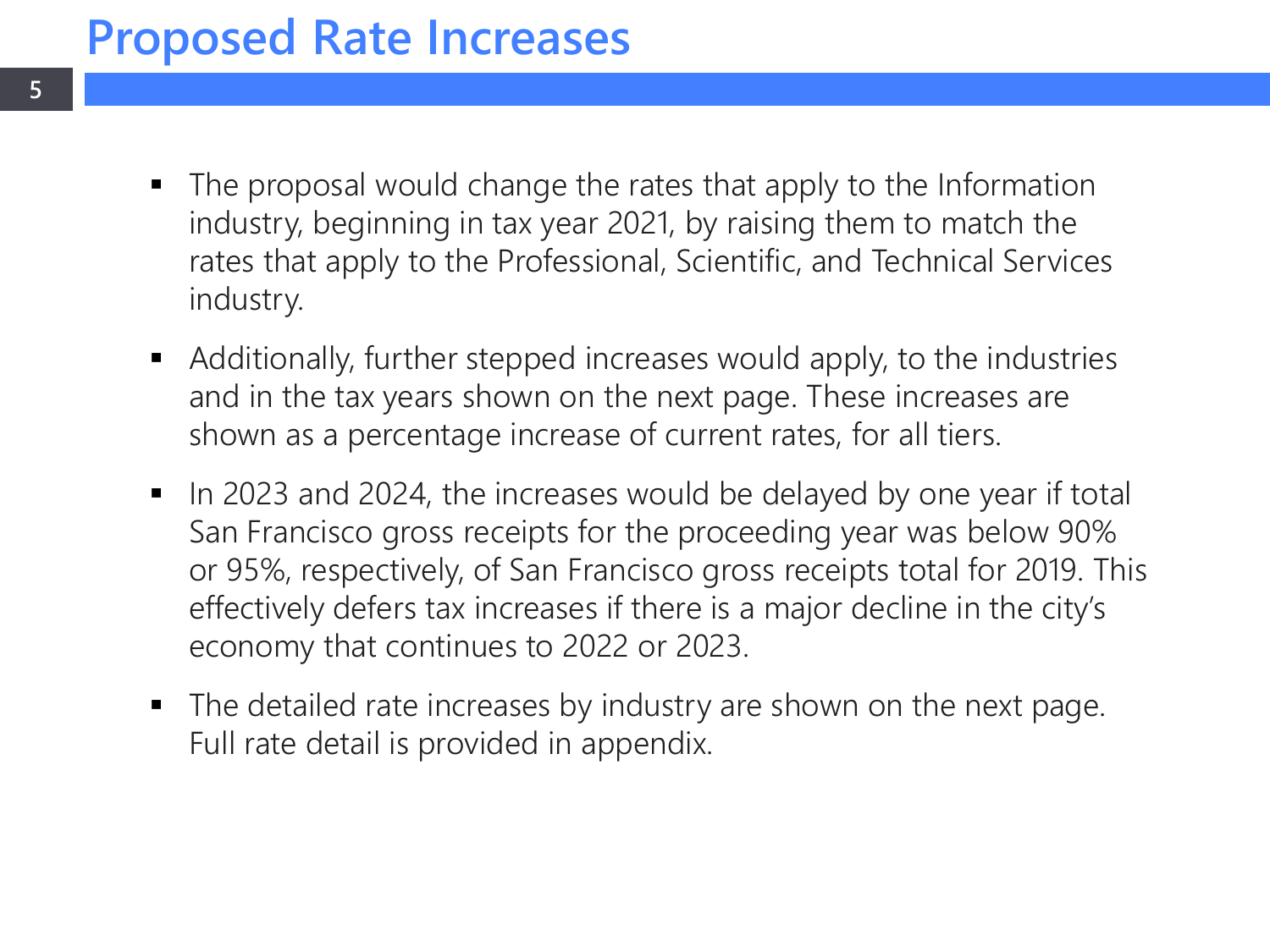# Proposed Rate Increases

- The proposal would change the rates that apply to the Information industry, beginning in tax year 2021, by raising them to match the rates that apply to the Professional, Scientific, and Technical Services industry.
- Additionally, further stepped increases would apply, to the industries and in the tax years shown on the next page. These increases are shown as a percentage increase of current rates, for all tiers.
- In 2023 and 2024, the increases would be delayed by one year if total San Francisco gross receipts for the proceeding year was below 90% or 95%, respectively, of San Francisco gross receipts total for 2019. This effectively defers tax increases if there is a major decline in the city's economy that continues to 2022 or 2023.
- The detailed rate increases by industry are shown on the next page. Full rate detail is provided in appendix.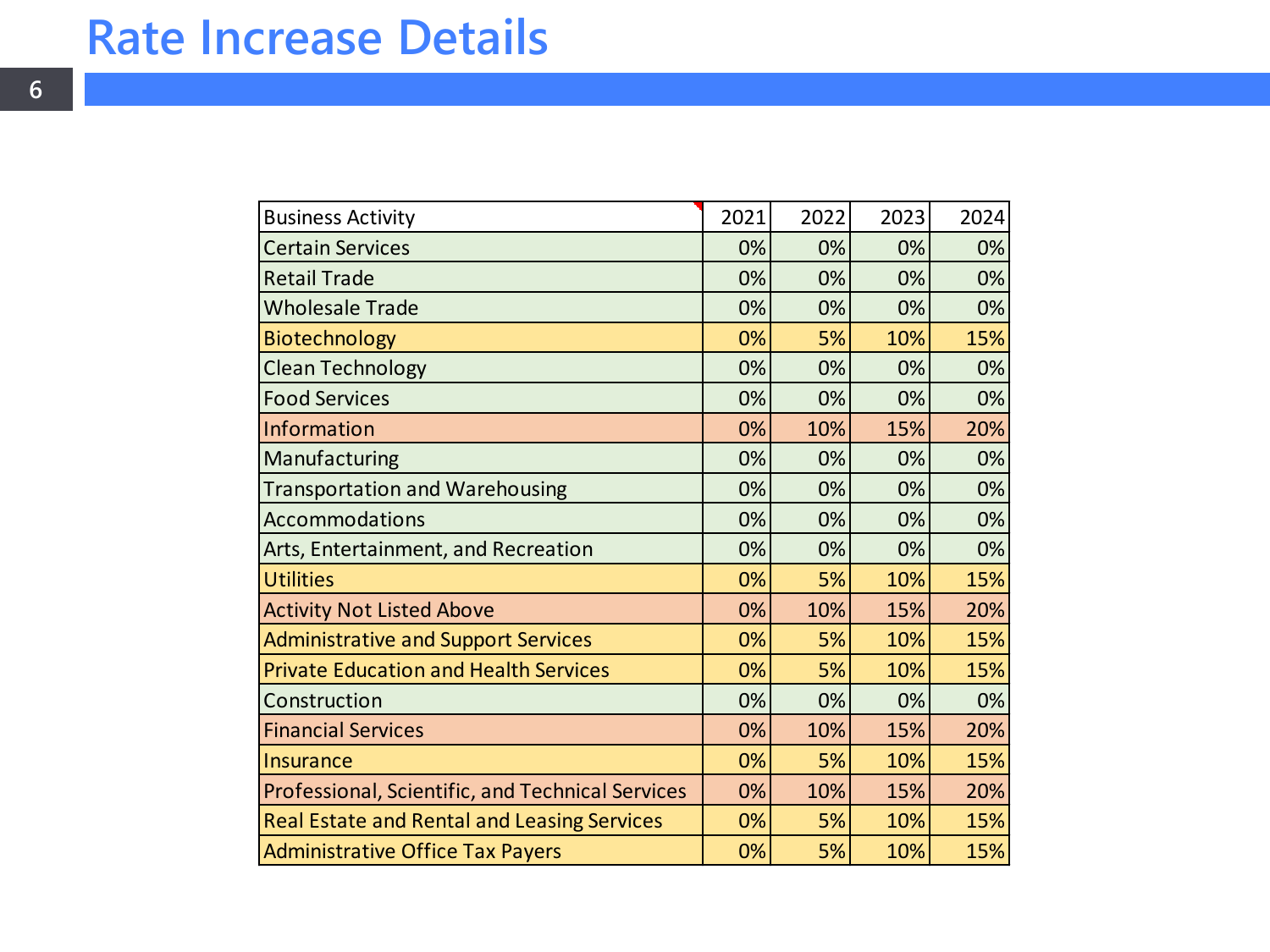# Rate Increase Details

| Business Activity | 2021 | 2022 | 2023 | 2024 |
|---|---|---|---|---|
| Certain Services | 0% | 0% | 0% | 0% |
| Retail Trade | 0% | 0% | 0% | 0% |
| Wholesale Trade | 0% | 0% | 0% | 0% |
| Biotechnology | 0% | 5% | 10% | 15% |
| Clean Technology | 0% | 0% | 0% | 0% |
| Food Services | 0% | 0% | 0% | 0% |
| Information | 0% | 10% | 15% | 20% |
| Manufacturing | 0% | 0% | 0% | 0% |
| Transportation and Warehousing | 0% | 0% | 0% | 0% |
| Accommodations | 0% | 0% | 0% | 0% |
| Arts, Entertainment, and Recreation | 0% | 0% | 0% | 0% |
| Utilities | 0% | 5% | 10% | 15% |
| Activity Not Listed Above | 0% | 10% | 15% | 20% |
| Administrative and Support Services | 0% | 5% | 10% | 15% |
| Private Education and Health Services | 0% | 5% | 10% | 15% |
| Construction | 0% | 0% | 0% | 0% |
| Financial Services | 0% | 10% | 15% | 20% |
| Insurance | 0% | 5% | 10% | 15% |
| Professional, Scientific, and Technical Services | 0% | 10% | 15% | 20% |
| Real Estate and Rental and Leasing Services | 0% | 5% | 10% | 15% |
| Administrative Office Tax Payers | 0% | 5% | 10% | 15% |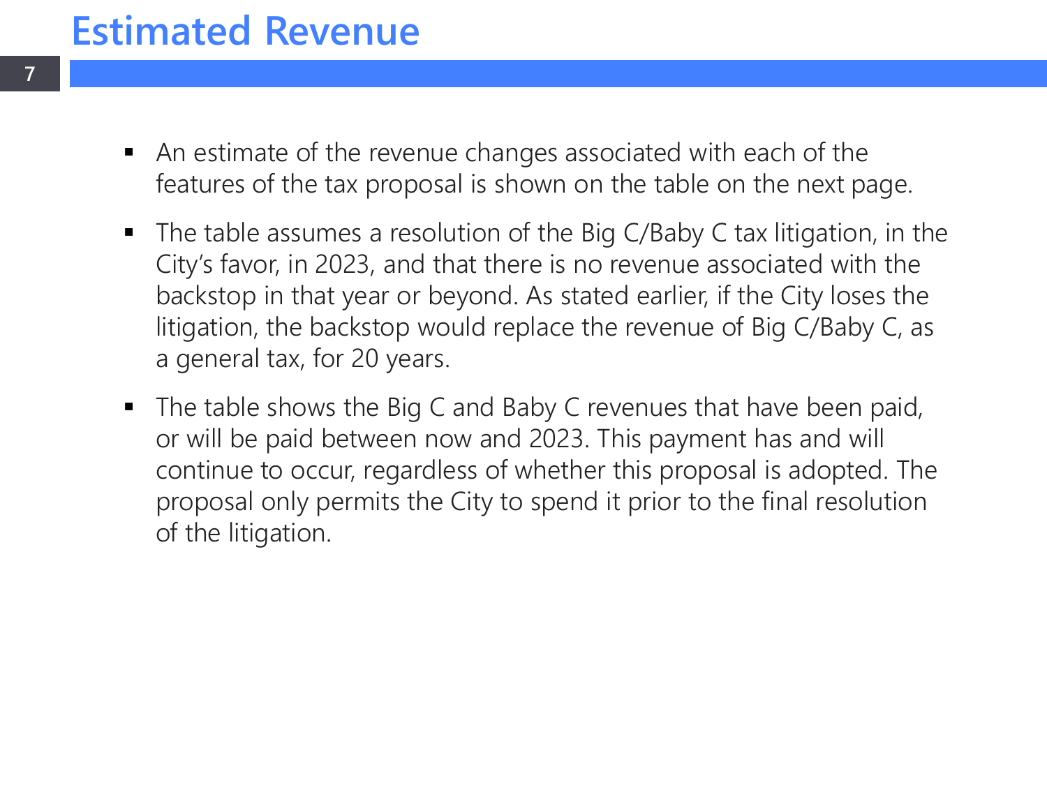# Estimated Revenue

- An estimate of the revenue changes associated with each of the features of the tax proposal is shown on the table on the next page.
- The table assumes a resolution of the Big C/Baby C tax litigation, in the City's favor, in 2023, and that there is no revenue associated with the backstop in that year or beyond. As stated earlier, if the City loses the litigation, the backstop would replace the revenue of Big C/Baby C, as a general tax, for 20 years.
- The table shows the Big C and Baby C revenues that have been paid, or will be paid between now and 2023. This payment has and will continue to occur, regardless of whether this proposal is adopted. The proposal only permits the City to spend it prior to the final resolution of the litigation.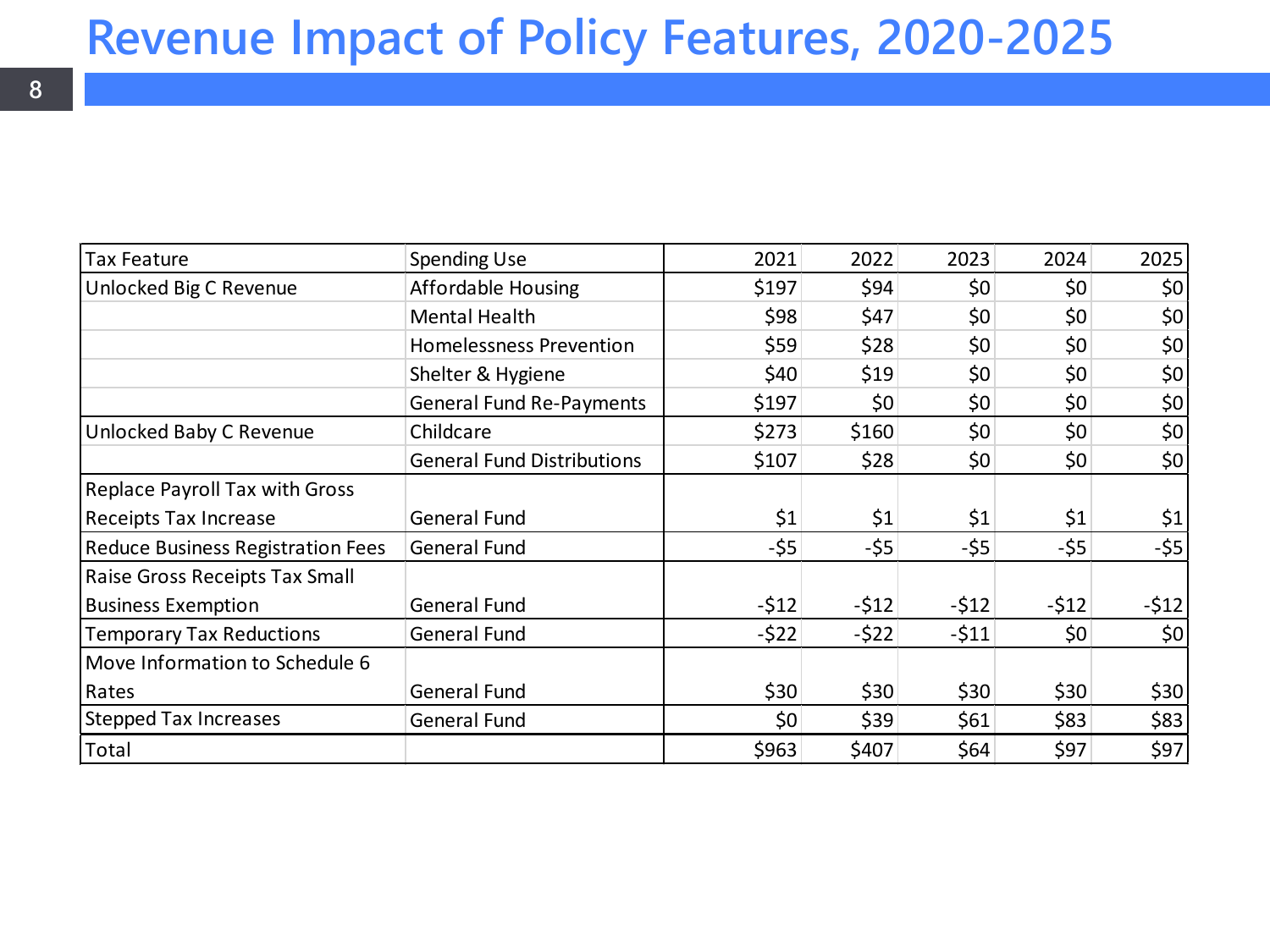# Revenue Impact of Policy Features, 2020-2025

| Tax Feature | Spending Use | 2021 | 2022 | 2023 | 2024 | 2025 |
|---|---|---|---|---|---|---|
| Unlocked Big C Revenue | Affordable Housing | $197 | $94 | $0 | $0 | $0 |
| | Mental Health | $98 | $47 | $0 | $0 | $0 |
| | Homelessness Prevention | $59 | $28 | $0 | $0 | $0 |
| | Shelter & Hygiene | $40 | $19 | $0 | $0 | $0 |
| | General Fund Re-Payments | $197 | $0 | $0 | $0 | $0 |
| Unlocked Baby C Revenue | Childcare | $273 | $160 | $0 | $0 | $0 |
| | General Fund Distributions | $107 | $28 | $0 | $0 | $0 |
| Replace Payroll Tax with Gross Receipts Tax Increase | General Fund | $1 | $1 | $1 | $1 | $1 |
| Reduce Business Registration Fees | General Fund | -$5 | -$5 | -$5 | -$5 | -$5 |
| Raise Gross Receipts Tax Small Business Exemption | General Fund | -$12 | -$12 | -$12 | -$12 | -$12 |
| Temporary Tax Reductions | General Fund | -$22 | -$22 | -$11 | $0 | $0 |
| Move Information to Schedule 6 Rates | General Fund | $30 | $30 | $30 | $30 | $30 |
| Stepped Tax Increases | General Fund | $0 | $39 | $61 | $83 | $83 |
| Total | | $963 | $407 | $64 | $97 | $97 |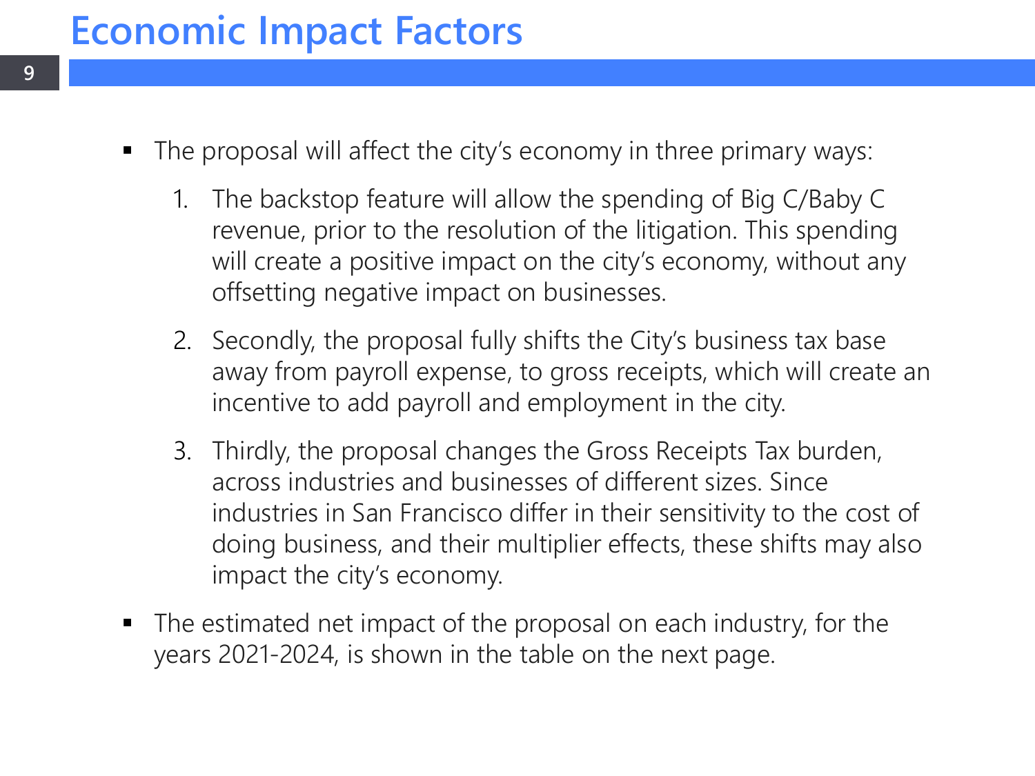# Economic Impact Factors

- The proposal will affect the city's economy in three primary ways:
  1. The backstop feature will allow the spending of Big C/Baby C revenue, prior to the resolution of the litigation. This spending will create a positive impact on the city's economy, without any offsetting negative impact on businesses.
  2. Secondly, the proposal fully shifts the City's business tax base away from payroll expense, to gross receipts, which will create an incentive to add payroll and employment in the city.
  3. Thirdly, the proposal changes the Gross Receipts Tax burden, across industries and businesses of different sizes. Since industries in San Francisco differ in their sensitivity to the cost of doing business, and their multiplier effects, these shifts may also impact the city's economy.
- The estimated net impact of the proposal on each industry, for the years 2021-2024, is shown in the table on the next page.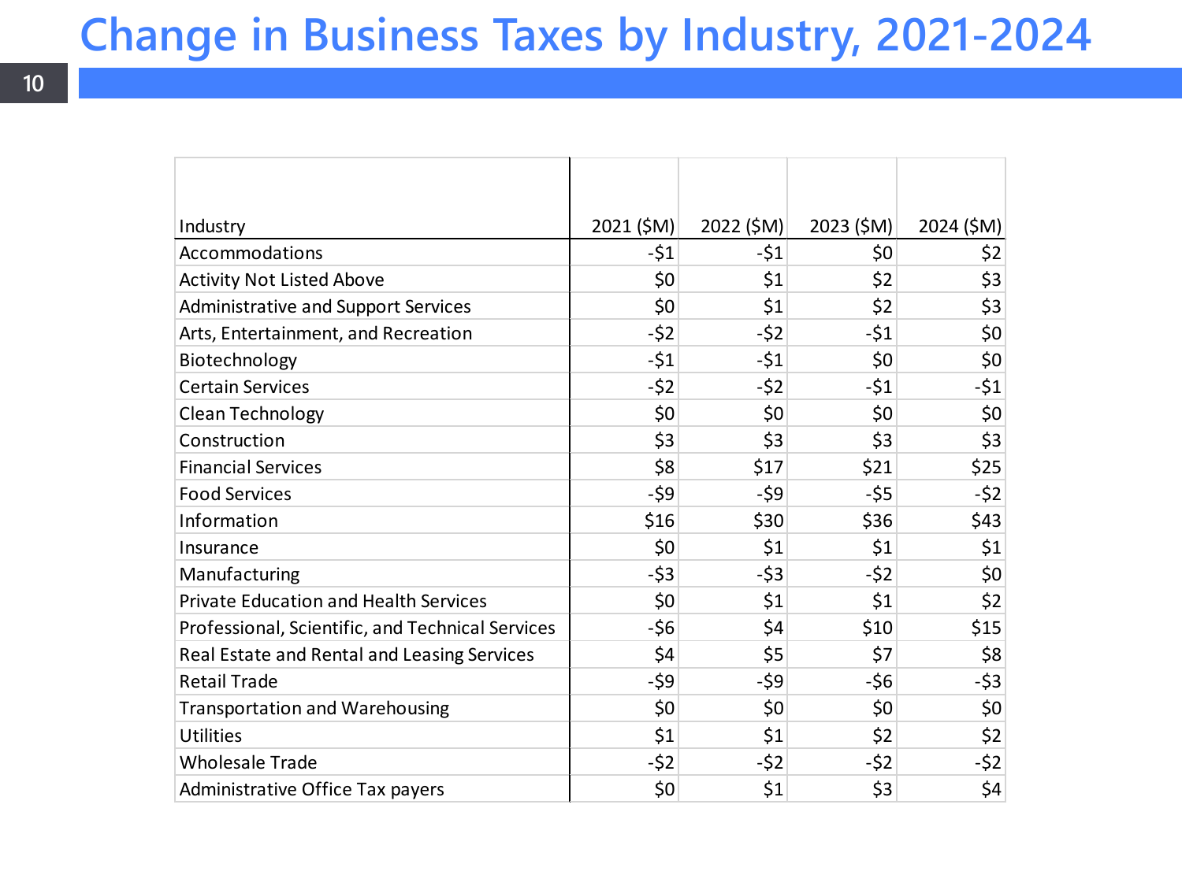# Change in Business Taxes by Industry, 2021-2024

| Industry | 2021 ($M) | 2022 ($M) | 2023 ($M) | 2024 ($M) |
|---|---|---|---|---|
| Accommodations | -$1 | -$1 | $0 | $2 |
| Activity Not Listed Above | $0 | $1 | $2 | $3 |
| Administrative and Support Services | $0 | $1 | $2 | $3 |
| Arts, Entertainment, and Recreation | -$2 | -$2 | -$1 | $0 |
| Biotechnology | -$1 | -$1 | $0 | $0 |
| Certain Services | -$2 | -$2 | -$1 | -$1 |
| Clean Technology | $0 | $0 | $0 | $0 |
| Construction | $3 | $3 | $3 | $3 |
| Financial Services | $8 | $17 | $21 | $25 |
| Food Services | -$9 | -$9 | -$5 | -$2 |
| Information | $16 | $30 | $36 | $43 |
| Insurance | $0 | $1 | $1 | $1 |
| Manufacturing | -$3 | -$3 | -$2 | $0 |
| Private Education and Health Services | $0 | $1 | $1 | $2 |
| Professional, Scientific, and Technical Services | -$6 | $4 | $10 | $15 |
| Real Estate and Rental and Leasing Services | $4 | $5 | $7 | $8 |
| Retail Trade | -$9 | -$9 | -$6 | -$3 |
| Transportation and Warehousing | $0 | $0 | $0 | $0 |
| Utilities | $1 | $1 | $2 | $2 |
| Wholesale Trade | -$2 | -$2 | -$2 | -$2 |
| Administrative Office Tax payers | $0 | $1 | $3 | $4 |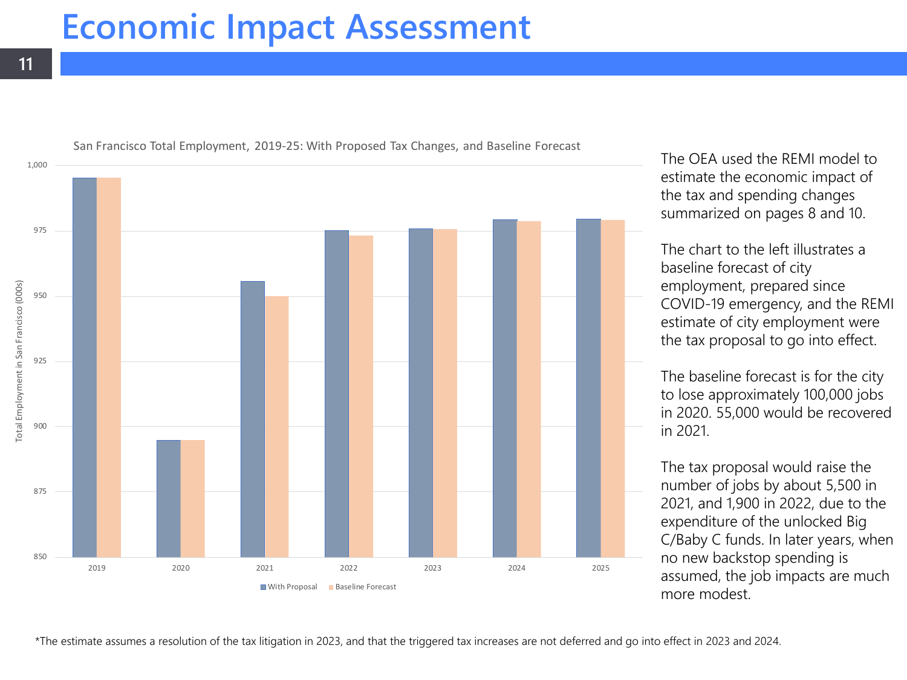# Economic Impact Assessment

San Francisco Total Employment, 2019-25: With Proposed Tax Changes, and Baseline Forecast

The OEA used the REMI model to estimate the economic impact of the tax and spending changes summarized on pages 8 and 10.

The chart to the left illustrates a baseline forecast of city employment, prepared since COVID-19 emergency, and the REMI estimate of city employment were the tax proposal to go into effect.

The baseline forecast is for the city to lose approximately 100,000 jobs in 2020. 55,000 would be recovered in 2021.

The tax proposal would raise the number of jobs by about 5,500 in 2021, and 1,900 in 2022, due to the expenditure of the unlocked Big C/Baby C funds. In later years, when no new backstop spending is assumed, the job impacts are much more modest.

*The estimate assumes a resolution of the tax litigation in 2023, and that the triggered tax increases are not deferred and go into effect in 2023 and 2024.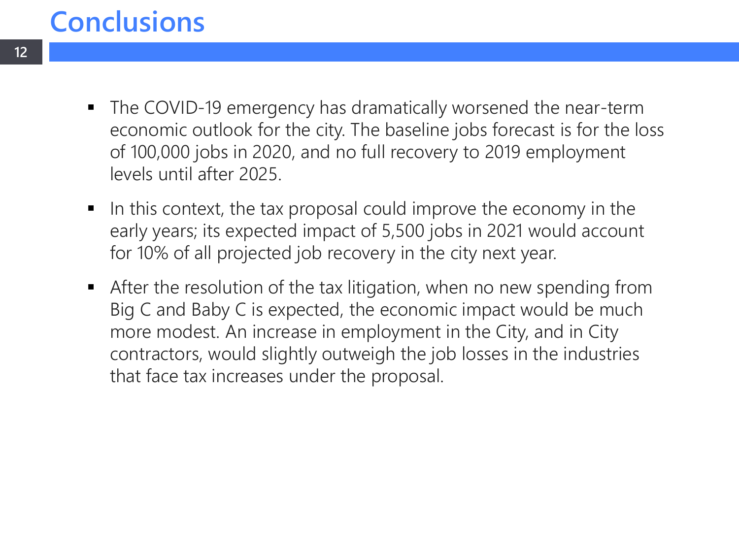# Conclusions

- The COVID-19 emergency has dramatically worsened the near-term economic outlook for the city. The baseline jobs forecast is for the loss of 100,000 jobs in 2020, and no full recovery to 2019 employment levels until after 2025.
- In this context, the tax proposal could improve the economy in the early years; its expected impact of 5,500 jobs in 2021 would account for 10% of all projected job recovery in the city next year.
- After the resolution of the tax litigation, when no new spending from Big C and Baby C is expected, the economic impact would be much more modest. An increase in employment in the City, and in City contractors, would slightly outweigh the job losses in the industries that face tax increases under the proposal.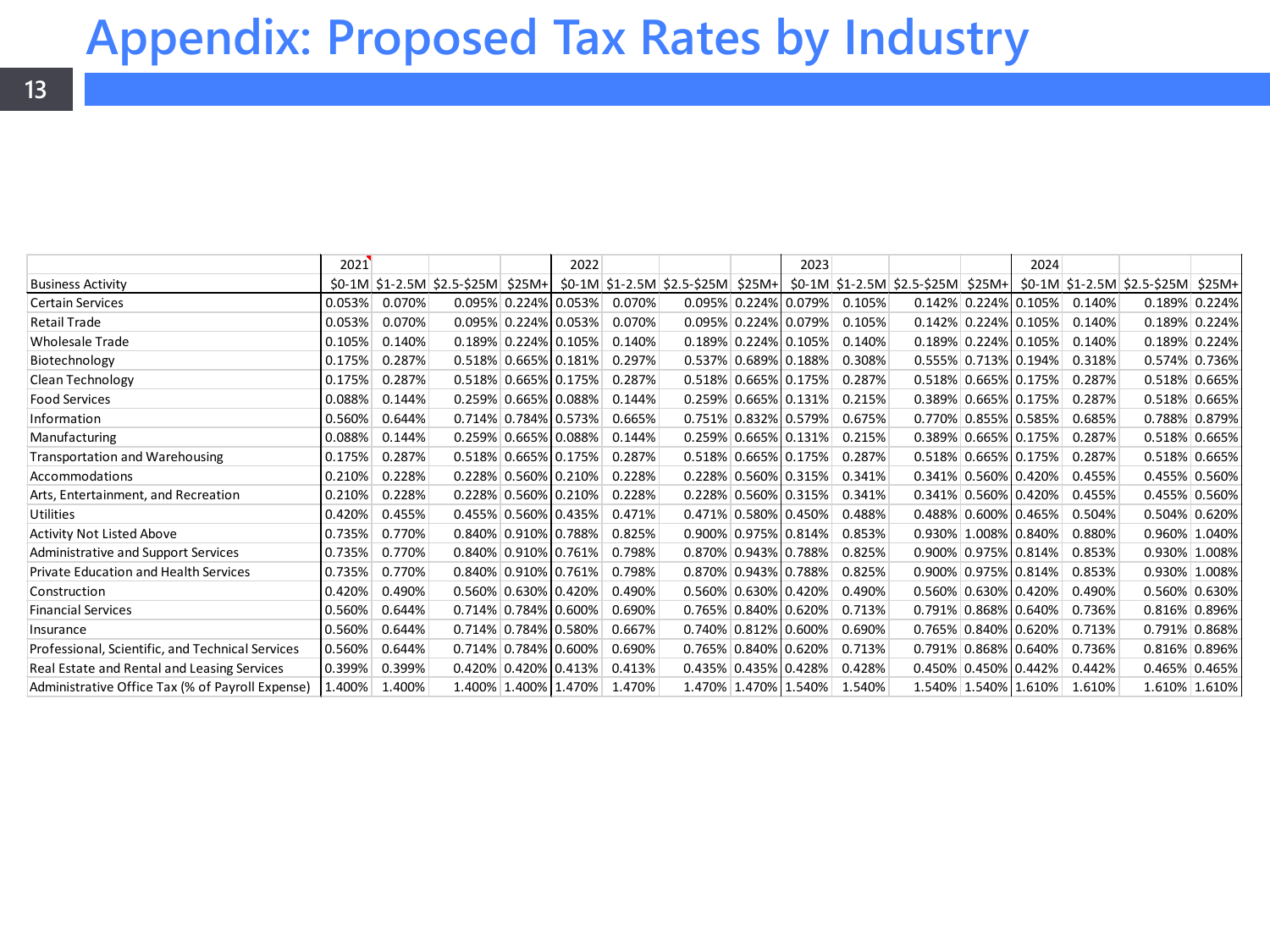# Appendix: Proposed Tax Rates by Industry

| | 2021 | | | | 2022 | | | | 2023 | | | | 2024 | | | |
|---|---|---|---|---|---|---|---|---|---|---|---|---|---|---|---|---|
| Business Activity | $0-1M | $1-2.5M | $2.5-$25M | $25M+ | $0-1M | $1-2.5M | $2.5-$25M | $25M+ | $0-1M | $1-2.5M | $2.5-$25M | $25M+ | $0-1M | $1-2.5M | $2.5-$25M | $25M+ |
| Certain Services | 0.053% | 0.070% | 0.095% | 0.224% | 0.053% | 0.070% | 0.095% | 0.224% | 0.079% | 0.105% | 0.142% | 0.224% | 0.105% | 0.140% | 0.189% | 0.224% |
| Retail Trade | 0.053% | 0.070% | 0.095% | 0.224% | 0.053% | 0.070% | 0.095% | 0.224% | 0.079% | 0.105% | 0.142% | 0.224% | 0.105% | 0.140% | 0.189% | 0.224% |
| Wholesale Trade | 0.105% | 0.140% | 0.189% | 0.224% | 0.105% | 0.140% | 0.189% | 0.224% | 0.105% | 0.140% | 0.189% | 0.224% | 0.105% | 0.140% | 0.189% | 0.224% |
| Biotechnology | 0.175% | 0.287% | 0.518% | 0.665% | 0.181% | 0.297% | 0.537% | 0.689% | 0.188% | 0.308% | 0.555% | 0.713% | 0.194% | 0.318% | 0.574% | 0.736% |
| Clean Technology | 0.175% | 0.287% | 0.518% | 0.665% | 0.175% | 0.287% | 0.518% | 0.665% | 0.175% | 0.287% | 0.518% | 0.665% | 0.175% | 0.287% | 0.518% | 0.665% |
| Food Services | 0.088% | 0.144% | 0.259% | 0.665% | 0.088% | 0.144% | 0.259% | 0.665% | 0.131% | 0.215% | 0.389% | 0.665% | 0.175% | 0.287% | 0.518% | 0.665% |
| Information | 0.560% | 0.644% | 0.714% | 0.784% | 0.573% | 0.665% | 0.751% | 0.832% | 0.579% | 0.675% | 0.770% | 0.855% | 0.585% | 0.685% | 0.788% | 0.879% |
| Manufacturing | 0.088% | 0.144% | 0.259% | 0.665% | 0.088% | 0.144% | 0.259% | 0.665% | 0.131% | 0.215% | 0.389% | 0.665% | 0.175% | 0.287% | 0.518% | 0.665% |
| Transportation and Warehousing | 0.175% | 0.287% | 0.518% | 0.665% | 0.175% | 0.287% | 0.518% | 0.665% | 0.175% | 0.287% | 0.518% | 0.665% | 0.175% | 0.287% | 0.518% | 0.665% |
| Accommodations | 0.210% | 0.228% | 0.228% | 0.560% | 0.210% | 0.228% | 0.228% | 0.560% | 0.315% | 0.341% | 0.341% | 0.560% | 0.420% | 0.455% | 0.455% | 0.560% |
| Arts, Entertainment, and Recreation | 0.210% | 0.228% | 0.228% | 0.560% | 0.210% | 0.228% | 0.228% | 0.560% | 0.315% | 0.341% | 0.341% | 0.560% | 0.420% | 0.455% | 0.455% | 0.560% |
| Utilities | 0.420% | 0.455% | 0.455% | 0.560% | 0.435% | 0.471% | 0.471% | 0.580% | 0.450% | 0.488% | 0.488% | 0.600% | 0.465% | 0.504% | 0.504% | 0.620% |
| Activity Not Listed Above | 0.735% | 0.770% | 0.840% | 0.910% | 0.788% | 0.825% | 0.900% | 0.975% | 0.814% | 0.853% | 0.930% | 1.008% | 0.840% | 0.880% | 0.960% | 1.040% |
| Administrative and Support Services | 0.735% | 0.770% | 0.840% | 0.910% | 0.761% | 0.798% | 0.870% | 0.943% | 0.788% | 0.825% | 0.900% | 0.975% | 0.814% | 0.853% | 0.930% | 1.008% |
| Private Education and Health Services | 0.735% | 0.770% | 0.840% | 0.910% | 0.761% | 0.798% | 0.870% | 0.943% | 0.788% | 0.825% | 0.900% | 0.975% | 0.814% | 0.853% | 0.930% | 1.008% |
| Construction | 0.420% | 0.490% | 0.560% | 0.630% | 0.420% | 0.490% | 0.560% | 0.630% | 0.420% | 0.490% | 0.560% | 0.630% | 0.420% | 0.490% | 0.560% | 0.630% |
| Financial Services | 0.560% | 0.644% | 0.714% | 0.784% | 0.600% | 0.690% | 0.765% | 0.840% | 0.620% | 0.713% | 0.791% | 0.868% | 0.640% | 0.736% | 0.816% | 0.896% |
| Insurance | 0.560% | 0.644% | 0.714% | 0.784% | 0.580% | 0.667% | 0.740% | 0.812% | 0.600% | 0.690% | 0.765% | 0.840% | 0.620% | 0.713% | 0.791% | 0.868% |
| Professional, Scientific, and Technical Services | 0.560% | 0.644% | 0.714% | 0.784% | 0.600% | 0.690% | 0.765% | 0.840% | 0.620% | 0.713% | 0.791% | 0.868% | 0.640% | 0.736% | 0.816% | 0.896% |
| Real Estate and Rental and Leasing Services | 0.399% | 0.399% | 0.420% | 0.420% | 0.413% | 0.413% | 0.435% | 0.435% | 0.428% | 0.428% | 0.450% | 0.450% | 0.442% | 0.442% | 0.465% | 0.465% |
| Administrative Office Tax (% of Payroll Expense) | 1.400% | 1.400% | 1.400% | 1.400% | 1.470% | 1.470% | 1.470% | 1.470% | 1.540% | 1.540% | 1.540% | 1.540% | 1.610% | 1.610% | 1.610% | 1.610% |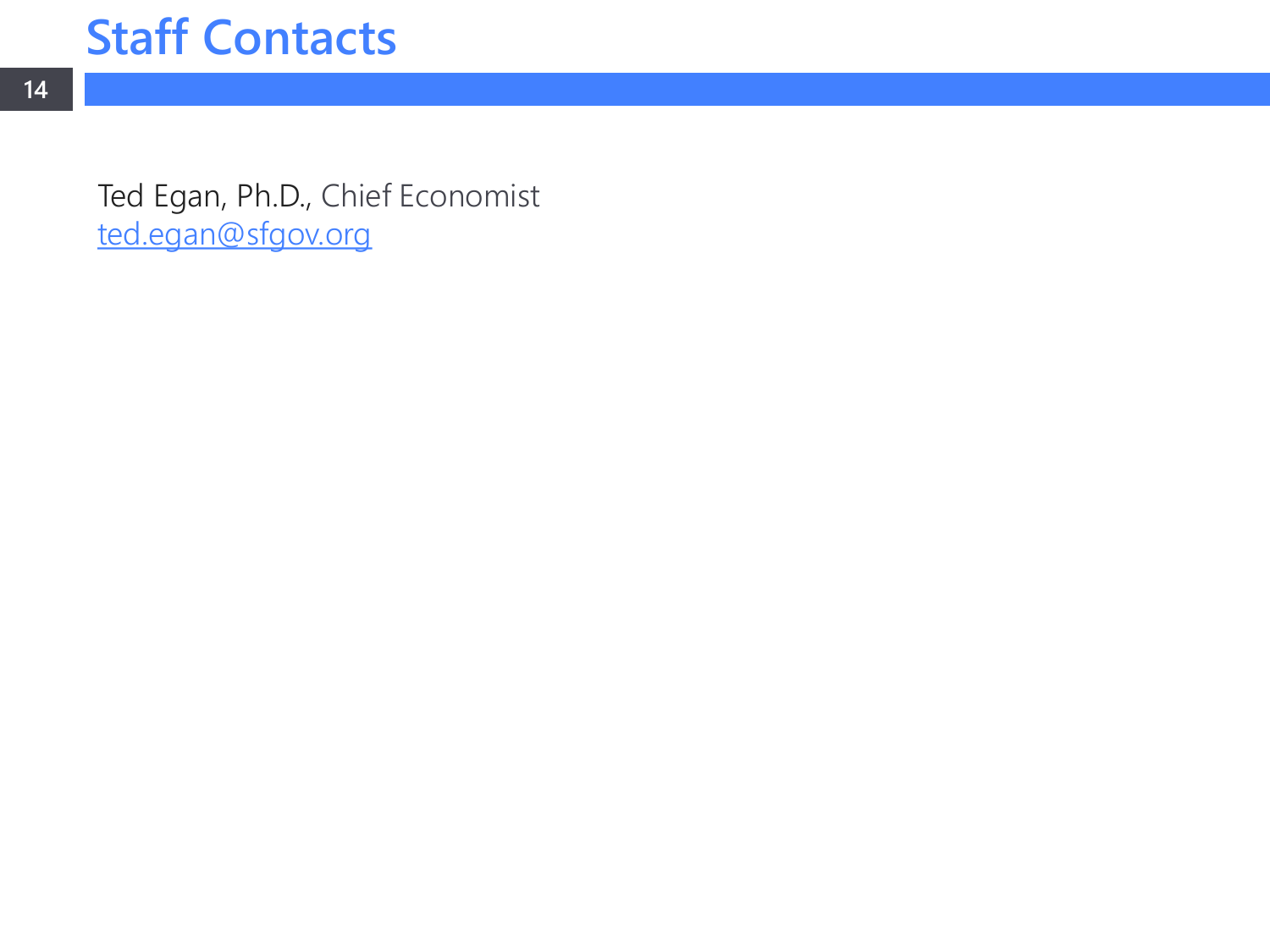# Staff Contacts

Ted Egan, Ph.D., Chief Economist
ted.egan@sfgov.org